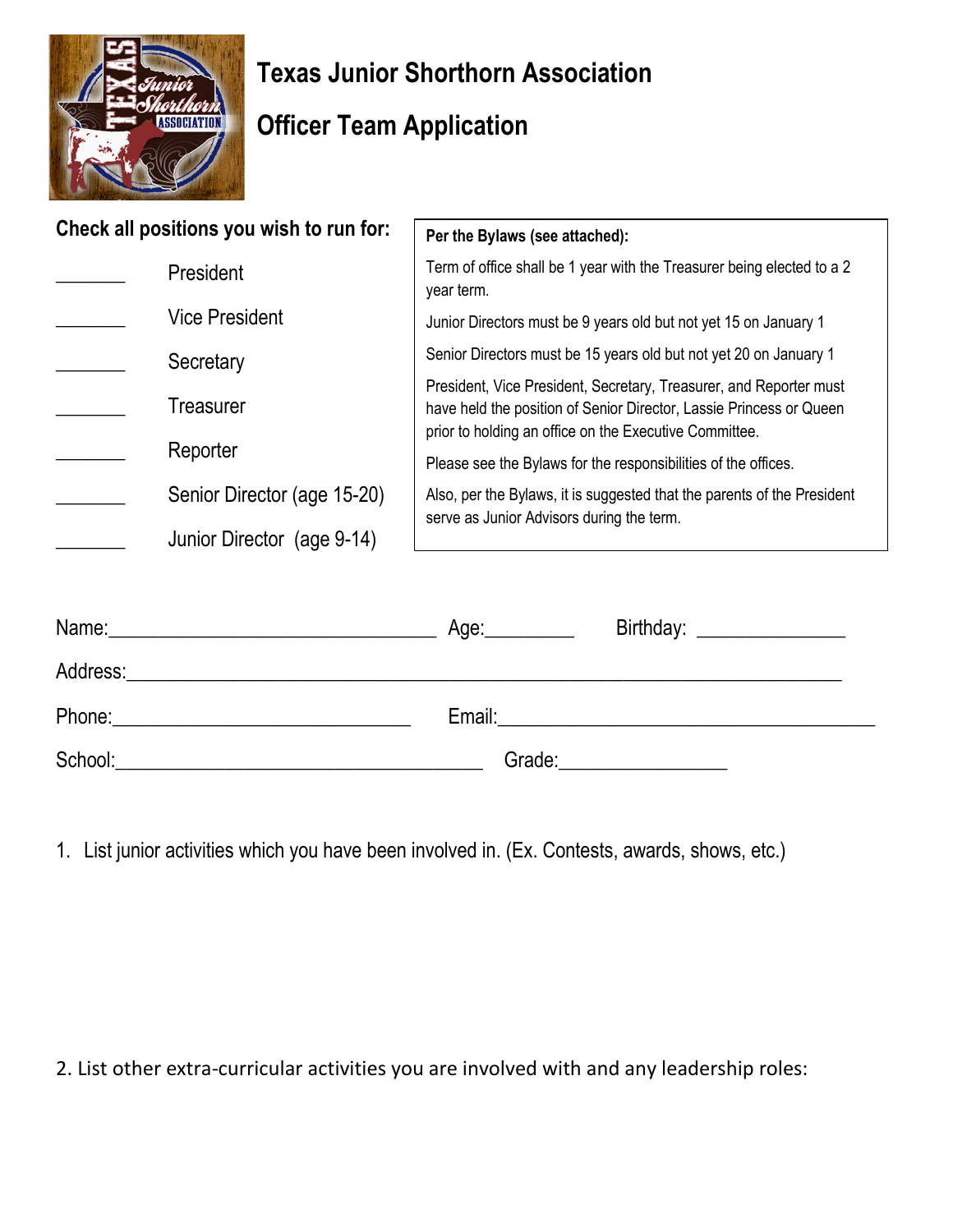# Texas Junior Shorthorn Association

## Officer Team Application

**Check all positions you wish to run for:**

_______ President

_______ Vice President

_______ Secretary

_______ Treasurer

_______ Reporter

_______ Senior Director (age 15-20)

_______ Junior Director (age 9-14)

> **Per the Bylaws (see attached):**
>
> Term of office shall be 1 year with the Treasurer being elected to a 2 year term.
>
> Junior Directors must be 9 years old but not yet 15 on January 1
>
> Senior Directors must be 15 years old but not yet 20 on January 1
>
> President, Vice President, Secretary, Treasurer, and Reporter must have held the position of Senior Director, Lassie Princess or Queen prior to holding an office on the Executive Committee.
>
> Please see the Bylaws for the responsibilities of the offices.
>
> Also, per the Bylaws, it is suggested that the parents of the President serve as Junior Advisors during the term.

Name:_________________________________ Age:_________ Birthday: _______________

Address:_________________________________________________________________________

Phone:______________________________ Email:_______________________________________

School:_____________________________________ Grade:_________________

1. List junior activities which you have been involved in. (Ex. Contests, awards, shows, etc.)

2. List other extra-curricular activities you are involved with and any leadership roles: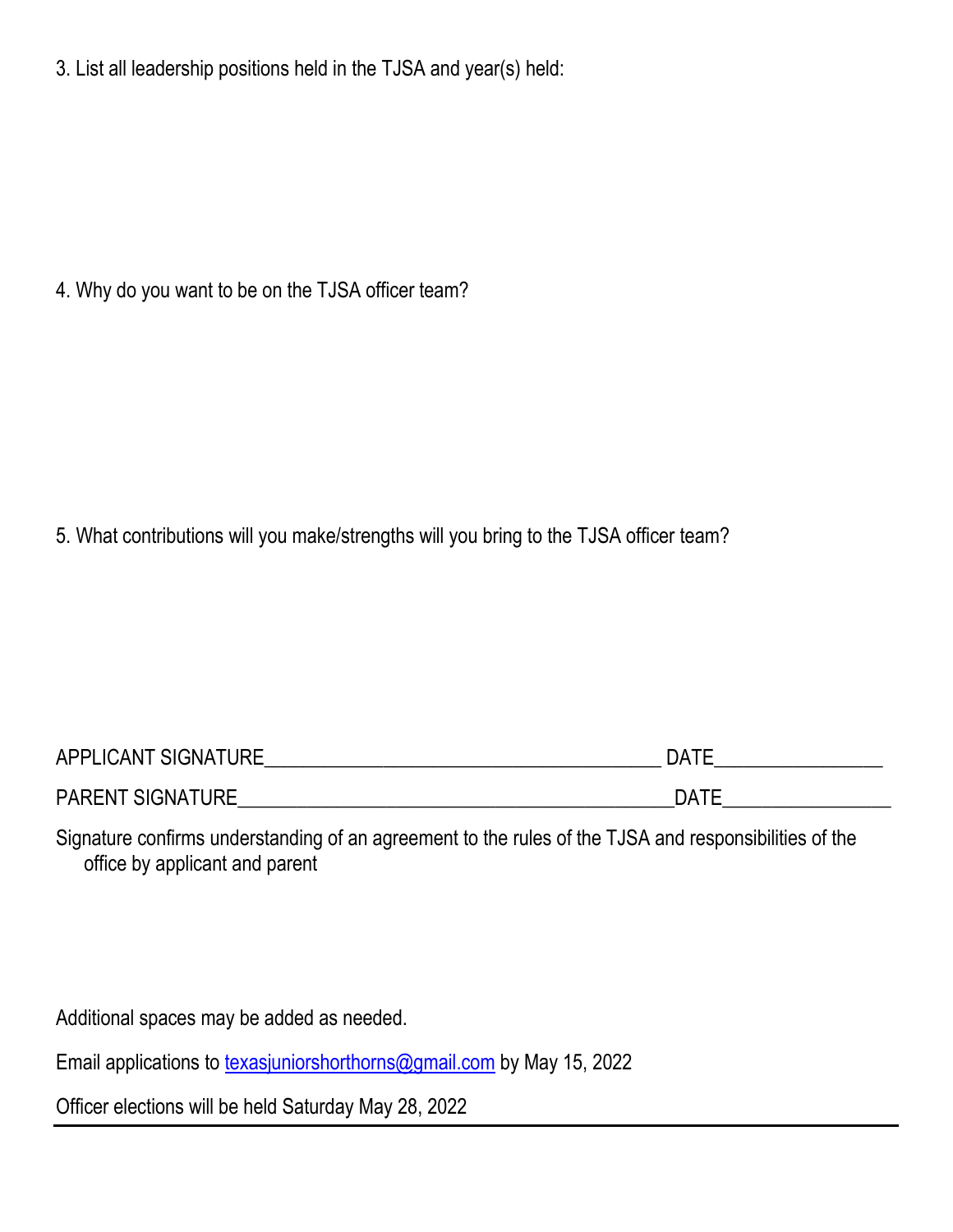3. List all leadership positions held in the TJSA and year(s) held:

4. Why do you want to be on the TJSA officer team?

5. What contributions will you make/strengths will you bring to the TJSA officer team?

APPLICANT SIGNATURE_______________________________________ DATE_________________

PARENT SIGNATURE___________________________________________DATE_________________

Signature confirms understanding of an agreement to the rules of the TJSA and responsibilities of the office by applicant and parent

Additional spaces may be added as needed.

Email applications to texasjuniorshorthorns@gmail.com by May 15, 2022

Officer elections will be held Saturday May 28, 2022